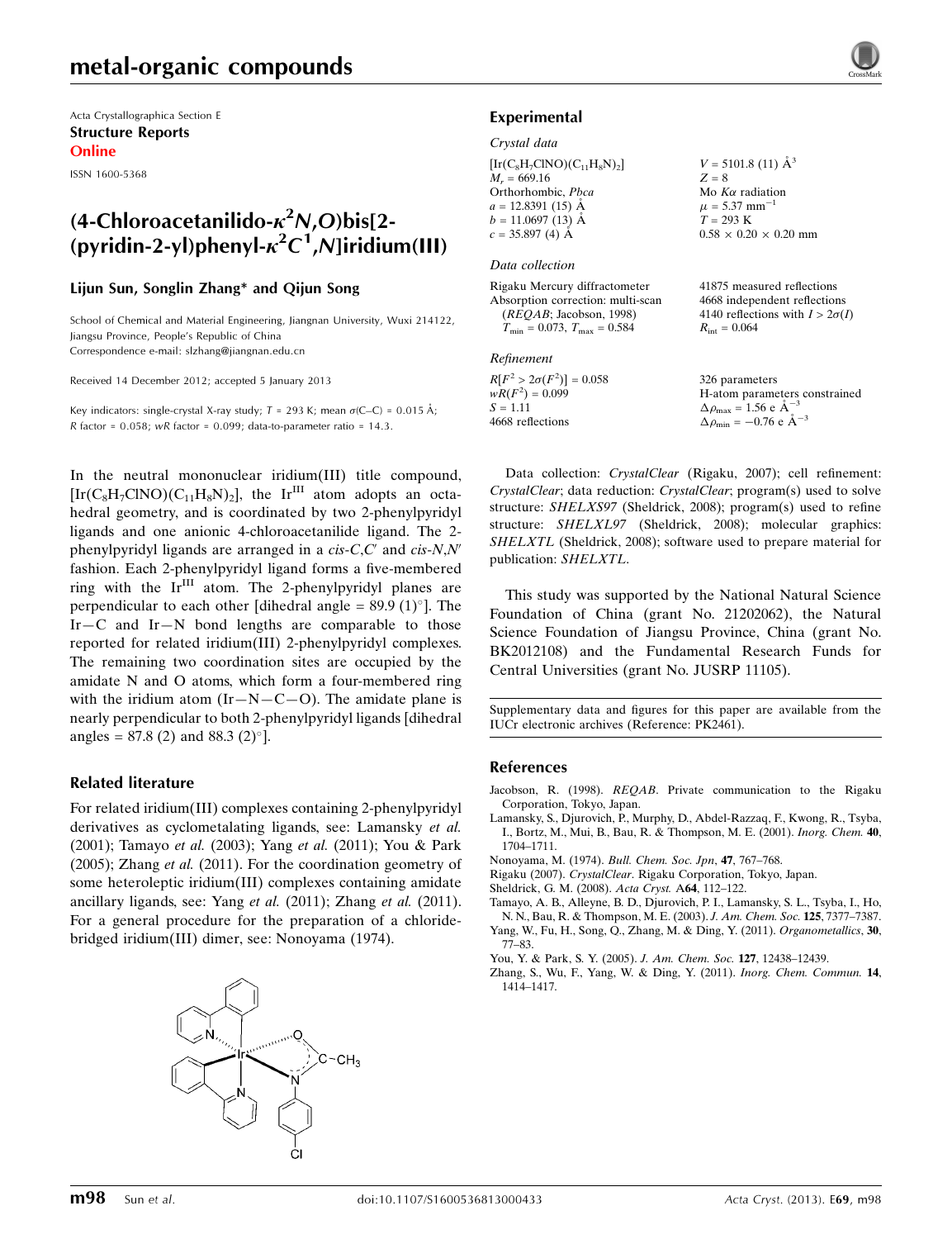Acta Crystallographica Section E

**Structure Reports Online**

ISSN 1600-5368

# (4-Chloroacetanilido-$\kappa^2N,O$)bis[2-(pyridin-2-yl)phenyl-$\kappa^2C^1,N$]iridium(III)

**Lijun Sun, Songlin Zhang\* and Qijun Song**

School of Chemical and Material Engineering, Jiangnan University, Wuxi 214122, Jiangsu Province, People's Republic of China
Correspondence e-mail: slzhang@jiangnan.edu.cn

Received 14 December 2012; accepted 5 January 2013

Key indicators: single-crystal X-ray study; $T$ = 293 K; mean $\sigma$(C–C) = 0.015 Å; $R$ factor = 0.058; $wR$ factor = 0.099; data-to-parameter ratio = 14.3.

In the neutral mononuclear iridium(III) title compound, $[Ir(C_8H_7ClNO)(C_{11}H_8N)_2]$, the $Ir^{III}$ atom adopts an octahedral geometry, and is coordinated by two 2-phenylpyridyl ligands and one anionic 4-chloroacetanilide ligand. The 2-phenylpyridyl ligands are arranged in a *cis-C,C′* and *cis-N,N′* fashion. Each 2-phenylpyridyl ligand forms a five-membered ring with the $Ir^{III}$ atom. The 2-phenylpyridyl planes are perpendicular to each other [dihedral angle = 89.9 (1)°]. The Ir—C and Ir—N bond lengths are comparable to those reported for related iridium(III) 2-phenylpyridyl complexes. The remaining two coordination sites are occupied by the amidate N and O atoms, which form a four-membered ring with the iridium atom (Ir—N—C—O). The amidate plane is nearly perpendicular to both 2-phenylpyridyl ligands [dihedral angles = 87.8 (2) and 88.3 (2)°].

## Related literature

For related iridium(III) complexes containing 2-phenylpyridyl derivatives as cyclometalating ligands, see: Lamansky *et al.* (2001); Tamayo *et al.* (2003); Yang *et al.* (2011); You & Park (2005); Zhang *et al.* (2011). For the coordination geometry of some heteroleptic iridium(III) complexes containing amidate ancillary ligands, see: Yang *et al.* (2011); Zhang *et al.* (2011). For a general procedure for the preparation of a chloride-bridged iridium(III) dimer, see: Nonoyama (1974).

## Experimental

### Crystal data

$[Ir(C_8H_7ClNO)(C_{11}H_8N)_2]$
$M_r$ = 669.16
Orthorhombic, $Pbca$
$a$ = 12.8391 (15) Å
$b$ = 11.0697 (13) Å
$c$ = 35.897 (4) Å
$V$ = 5101.8 (11) Å$^3$
$Z$ = 8
Mo $K\alpha$ radiation
$\mu$ = 5.37 mm$^{-1}$
$T$ = 293 K
0.58 × 0.20 × 0.20 mm

### Data collection

Rigaku Mercury diffractometer
Absorption correction: multi-scan (*REQAB*; Jacobson, 1998)
$T_{min}$ = 0.073, $T_{max}$ = 0.584
41875 measured reflections
4668 independent reflections
4140 reflections with $I > 2\sigma(I)$
$R_{int}$ = 0.064

### Refinement

$R[F^2 > 2\sigma(F^2)]$ = 0.058
$wR(F^2)$ = 0.099
$S$ = 1.11
4668 reflections
326 parameters
H-atom parameters constrained
$\Delta\rho_{max}$ = 1.56 e Å$^{-3}$
$\Delta\rho_{min}$ = −0.76 e Å$^{-3}$

Data collection: *CrystalClear* (Rigaku, 2007); cell refinement: *CrystalClear*; data reduction: *CrystalClear*; program(s) used to solve structure: *SHELXS97* (Sheldrick, 2008); program(s) used to refine structure: *SHELXL97* (Sheldrick, 2008); molecular graphics: *SHELXTL* (Sheldrick, 2008); software used to prepare material for publication: *SHELXTL*.

This study was supported by the National Natural Science Foundation of China (grant No. 21202062), the Natural Science Foundation of Jiangsu Province, China (grant No. BK2012108) and the Fundamental Research Funds for Central Universities (grant No. JUSRP 11105).

Supplementary data and figures for this paper are available from the IUCr electronic archives (Reference: PK2461).

## References

Jacobson, R. (1998). *REQAB*. Private communication to the Rigaku Corporation, Tokyo, Japan.

Lamansky, S., Djurovich, P., Murphy, D., Abdel-Razzaq, F., Kwong, R., Tsyba, I., Bortz, M., Mui, B., Bau, R. & Thompson, M. E. (2001). *Inorg. Chem.* **40**, 1704–1711.

Nonoyama, M. (1974). *Bull. Chem. Soc. Jpn*, **47**, 767–768.

Rigaku (2007). *CrystalClear*. Rigaku Corporation, Tokyo, Japan.

Sheldrick, G. M. (2008). *Acta Cryst.* A**64**, 112–122.

Tamayo, A. B., Alleyne, B. D., Djurovich, P. I., Lamansky, S. L., Tsyba, I., Ho, N. N., Bau, R. & Thompson, M. E. (2003). *J. Am. Chem. Soc.* **125**, 7377–7387.

Yang, W., Fu, H., Song, Q., Zhang, M. & Ding, Y. (2011). *Organometallics*, **30**, 77–83.

You, Y. & Park, S. Y. (2005). *J. Am. Chem. Soc.* **127**, 12438–12439.

Zhang, S., Wu, F., Yang, W. & Ding, Y. (2011). *Inorg. Chem. Commun.* **14**, 1414–1417.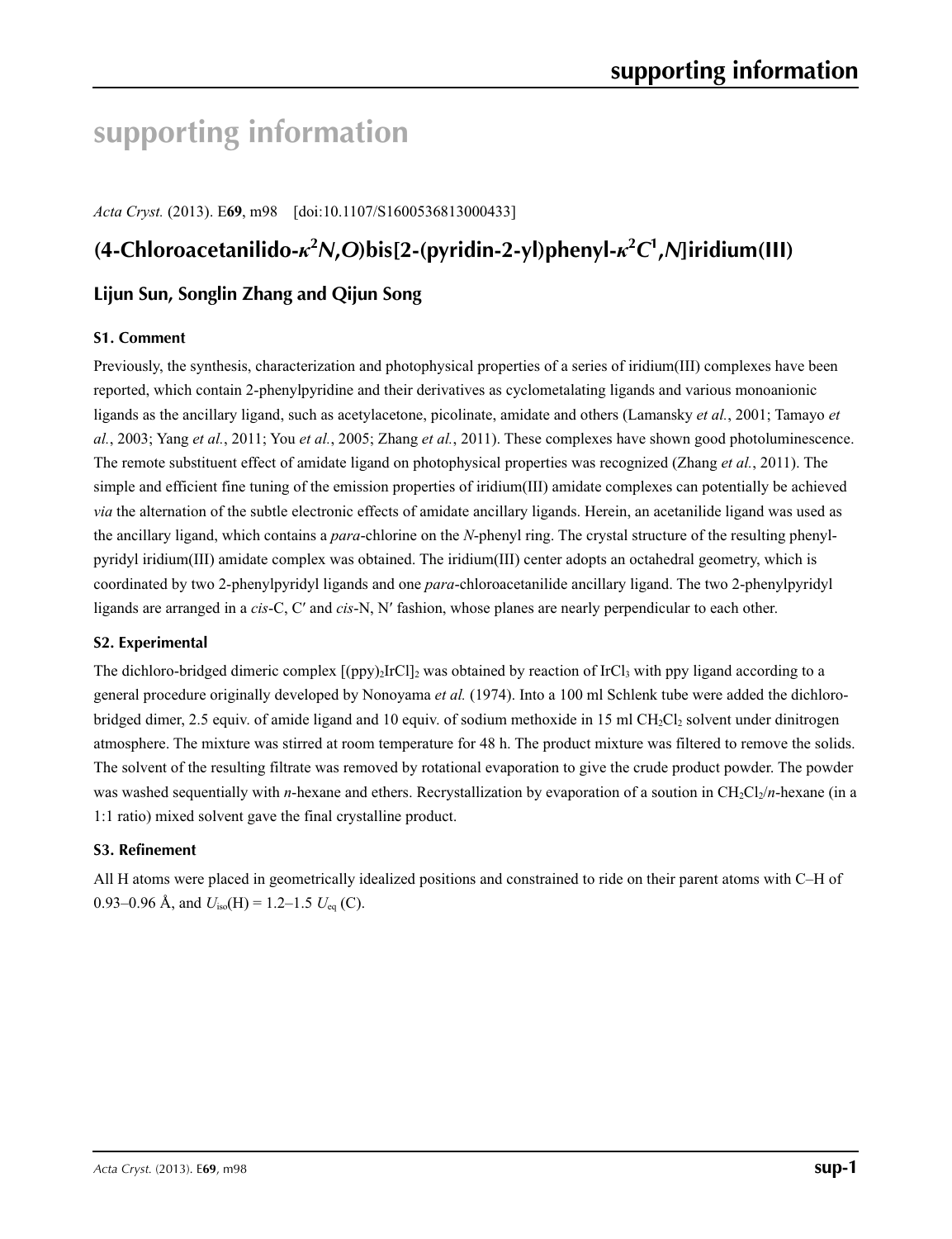# supporting information

*Acta Cryst.* (2013). E**69**, m98 [doi:10.1107/S1600536813000433]

## (4-Chloroacetanilido-$\kappa^2$*N*,*O*)bis[2-(pyridin-2-yl)phenyl-$\kappa^2$*C*$^1$,*N*]iridium(III)

### Lijun Sun, Songlin Zhang and Qijun Song

#### S1. Comment

Previously, the synthesis, characterization and photophysical properties of a series of iridium(III) complexes have been reported, which contain 2-phenylpyridine and their derivatives as cyclometalating ligands and various monoanionic ligands as the ancillary ligand, such as acetylacetone, picolinate, amidate and others (Lamansky *et al.*, 2001; Tamayo *et al.*, 2003; Yang *et al.*, 2011; You *et al.*, 2005; Zhang *et al.*, 2011). These complexes have shown good photoluminescence. The remote substituent effect of amidate ligand on photophysical properties was recognized (Zhang *et al.*, 2011). The simple and efficient fine tuning of the emission properties of iridium(III) amidate complexes can potentially be achieved *via* the alternation of the subtle electronic effects of amidate ancillary ligands. Herein, an acetanilide ligand was used as the ancillary ligand, which contains a *para*-chlorine on the *N*-phenyl ring. The crystal structure of the resulting phenyl-pyridyl iridium(III) amidate complex was obtained. The iridium(III) center adopts an octahedral geometry, which is coordinated by two 2-phenylpyridyl ligands and one *para*-chloroacetanilide ancillary ligand. The two 2-phenylpyridyl ligands are arranged in a *cis*-C, C′ and *cis*-N, N′ fashion, whose planes are nearly perpendicular to each other.

#### S2. Experimental

The dichloro-bridged dimeric complex $[(ppy)_2IrCl]_2$ was obtained by reaction of $IrCl_3$ with ppy ligand according to a general procedure originally developed by Nonoyama *et al.* (1974). Into a 100 ml Schlenk tube were added the dichloro-bridged dimer, 2.5 equiv. of amide ligand and 10 equiv. of sodium methoxide in 15 ml $CH_2Cl_2$ solvent under dinitrogen atmosphere. The mixture was stirred at room temperature for 48 h. The product mixture was filtered to remove the solids. The solvent of the resulting filtrate was removed by rotational evaporation to give the crude product powder. The powder was washed sequentially with *n*-hexane and ethers. Recrystallization by evaporation of a soution in $CH_2Cl_2$/*n*-hexane (in a 1:1 ratio) mixed solvent gave the final crystalline product.

#### S3. Refinement

All H atoms were placed in geometrically idealized positions and constrained to ride on their parent atoms with C–H of 0.93–0.96 Å, and $U_{iso}$(H) = 1.2–1.5 $U_{eq}$ (C).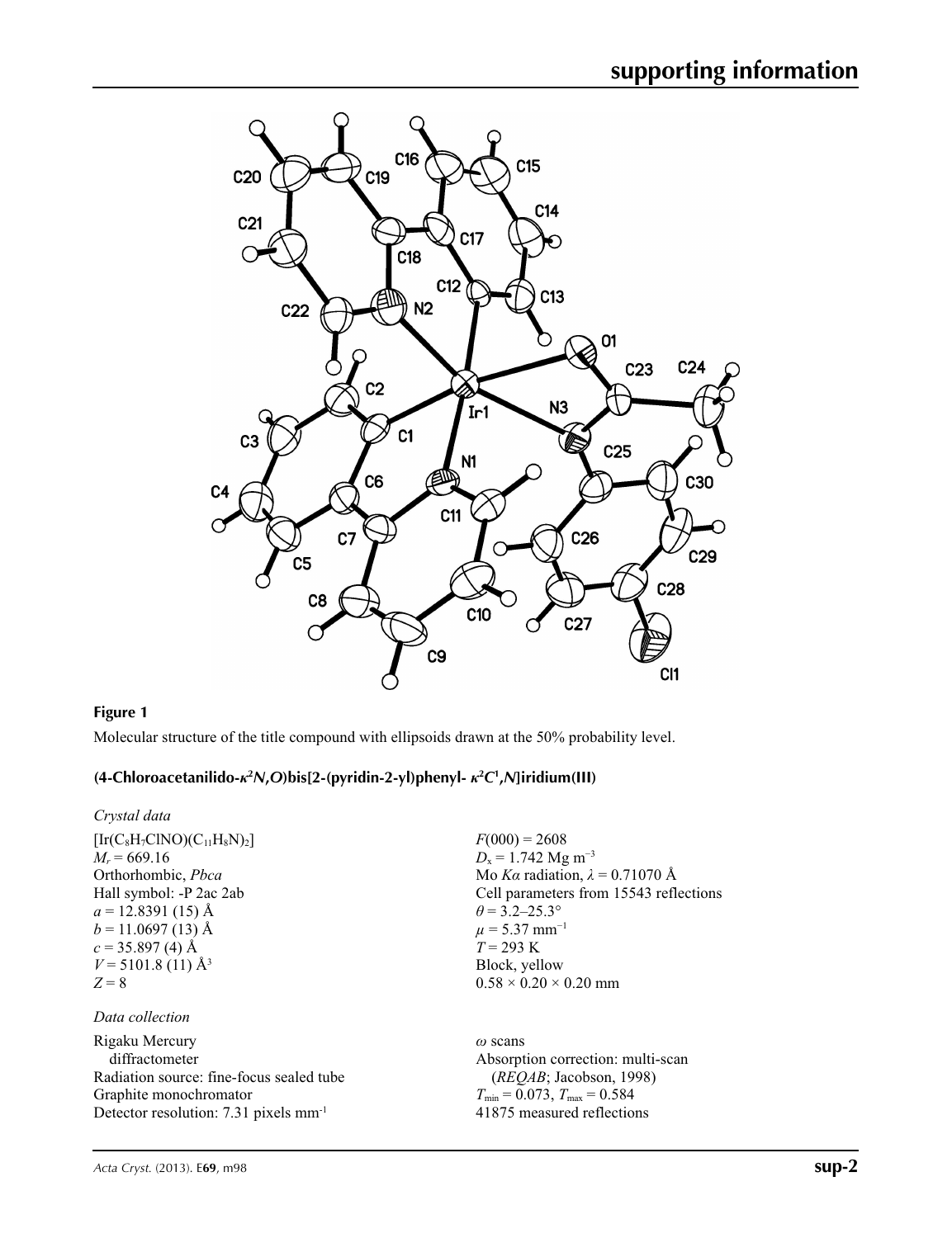## Figure 1

Molecular structure of the title compound with ellipsoids drawn at the 50% probability level.

### (4-Chloroacetanilido-$\kappa^2N,O$)bis[2-(pyridin-2-yl)phenyl- $\kappa^2C^1,N$]iridium(III)

*Crystal data*

$[Ir(C_8H_7ClNO)(C_{11}H_8N)_2]$
$M_r = 669.16$
Orthorhombic, *Pbca*
Hall symbol: -P 2ac 2ab
$a = 12.8391$ (15) Å
$b = 11.0697$ (13) Å
$c = 35.897$ (4) Å
$V = 5101.8$ (11) Å$^3$
$Z = 8$

$F(000) = 2608$
$D_x = 1.742$ Mg m$^{-3}$
Mo *Kα* radiation, $\lambda = 0.71070$ Å
Cell parameters from 15543 reflections
$\theta = 3.2$–25.3°
$\mu = 5.37$ mm$^{-1}$
$T = 293$ K
Block, yellow
0.58 × 0.20 × 0.20 mm

*Data collection*

Rigaku Mercury diffractometer
Radiation source: fine-focus sealed tube
Graphite monochromator
Detector resolution: 7.31 pixels mm$^{-1}$

*ω* scans
Absorption correction: multi-scan (*REQAB*; Jacobson, 1998)
$T_{min} = 0.073$, $T_{max} = 0.584$
41875 measured reflections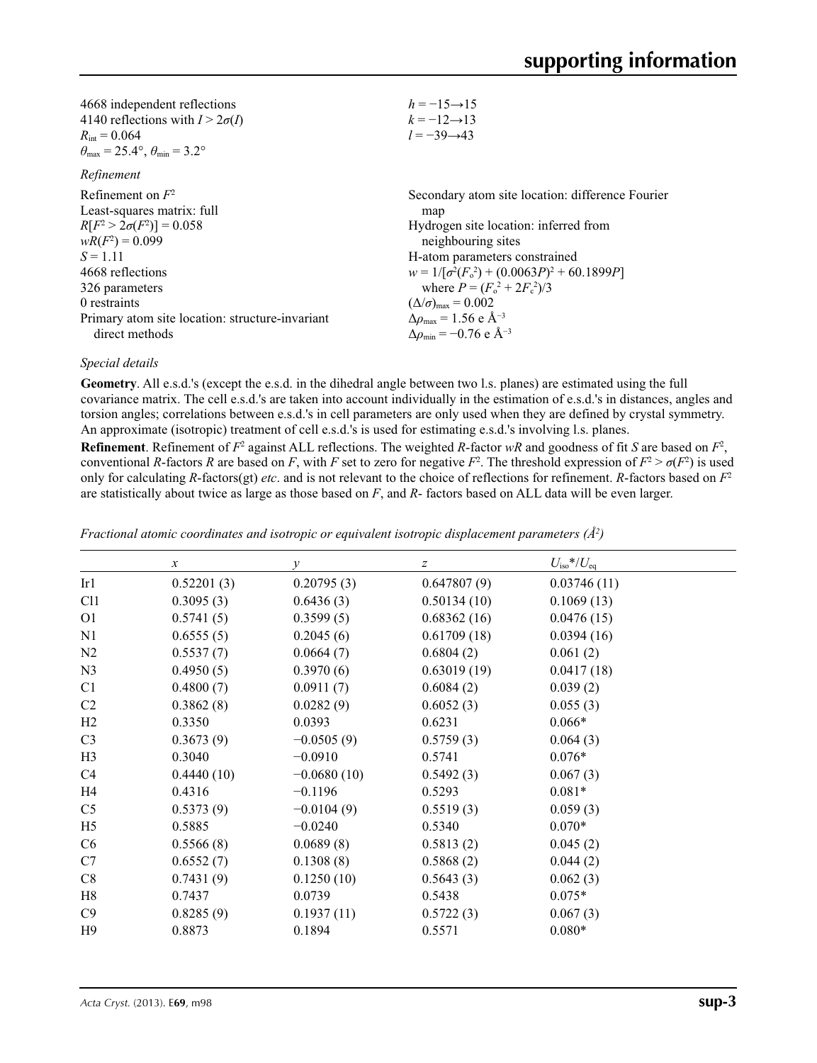4668 independent reflections
4140 reflections with $I > 2\sigma(I)$
$R_{int} = 0.064$
$\theta_{max} = 25.4°$, $\theta_{min} = 3.2°$
$h = -15 \rightarrow 15$
$k = -12 \rightarrow 13$
$l = -39 \rightarrow 43$

*Refinement*

Refinement on $F^2$
Least-squares matrix: full
$R[F^2 > 2\sigma(F^2)] = 0.058$
$wR(F^2) = 0.099$
$S = 1.11$
4668 reflections
326 parameters
0 restraints
Primary atom site location: structure-invariant direct methods
Secondary atom site location: difference Fourier map
Hydrogen site location: inferred from neighbouring sites
H-atom parameters constrained
$w = 1/[\sigma^2(F_o^2) + (0.0063P)^2 + 60.1899P]$
where $P = (F_o^2 + 2F_c^2)/3$
$(\Delta/\sigma)_{max} = 0.002$
$\Delta\rho_{max} = 1.56$ e Å$^{-3}$
$\Delta\rho_{min} = -0.76$ e Å$^{-3}$

*Special details*

**Geometry**. All e.s.d.'s (except the e.s.d. in the dihedral angle between two l.s. planes) are estimated using the full covariance matrix. The cell e.s.d.'s are taken into account individually in the estimation of e.s.d.'s in distances, angles and torsion angles; correlations between e.s.d.'s in cell parameters are only used when they are defined by crystal symmetry. An approximate (isotropic) treatment of cell e.s.d.'s is used for estimating e.s.d.'s involving l.s. planes.

**Refinement**. Refinement of $F^2$ against ALL reflections. The weighted $R$-factor $wR$ and goodness of fit $S$ are based on $F^2$, conventional $R$-factors $R$ are based on $F$, with $F$ set to zero for negative $F^2$. The threshold expression of $F^2 > \sigma(F^2)$ is used only for calculating $R$-factors(gt) *etc*. and is not relevant to the choice of reflections for refinement. $R$-factors based on $F^2$ are statistically about twice as large as those based on $F$, and $R$- factors based on ALL data will be even larger.

*Fractional atomic coordinates and isotropic or equivalent isotropic displacement parameters (Å$^2$)*

| | $x$ | $y$ | $z$ | $U_{iso}$*/$U_{eq}$ |
|---|---|---|---|---|
| Ir1 | 0.52201 (3) | 0.20795 (3) | 0.647807 (9) | 0.03746 (11) |
| Cl1 | 0.3095 (3) | 0.6436 (3) | 0.50134 (10) | 0.1069 (13) |
| O1 | 0.5741 (5) | 0.3599 (5) | 0.68362 (16) | 0.0476 (15) |
| N1 | 0.6555 (5) | 0.2045 (6) | 0.61709 (18) | 0.0394 (16) |
| N2 | 0.5537 (7) | 0.0664 (7) | 0.6804 (2) | 0.061 (2) |
| N3 | 0.4950 (5) | 0.3970 (6) | 0.63019 (19) | 0.0417 (18) |
| C1 | 0.4800 (7) | 0.0911 (7) | 0.6084 (2) | 0.039 (2) |
| C2 | 0.3862 (8) | 0.0282 (9) | 0.6052 (3) | 0.055 (3) |
| H2 | 0.3350 | 0.0393 | 0.6231 | 0.066* |
| C3 | 0.3673 (9) | −0.0505 (9) | 0.5759 (3) | 0.064 (3) |
| H3 | 0.3040 | −0.0910 | 0.5741 | 0.076* |
| C4 | 0.4440 (10) | −0.0680 (10) | 0.5492 (3) | 0.067 (3) |
| H4 | 0.4316 | −0.1196 | 0.5293 | 0.081* |
| C5 | 0.5373 (9) | −0.0104 (9) | 0.5519 (3) | 0.059 (3) |
| H5 | 0.5885 | −0.0240 | 0.5340 | 0.070* |
| C6 | 0.5566 (8) | 0.0689 (8) | 0.5813 (2) | 0.045 (2) |
| C7 | 0.6552 (7) | 0.1308 (8) | 0.5868 (2) | 0.044 (2) |
| C8 | 0.7431 (9) | 0.1250 (10) | 0.5643 (3) | 0.062 (3) |
| H8 | 0.7437 | 0.0739 | 0.5438 | 0.075* |
| C9 | 0.8285 (9) | 0.1937 (11) | 0.5722 (3) | 0.067 (3) |
| H9 | 0.8873 | 0.1894 | 0.5571 | 0.080* |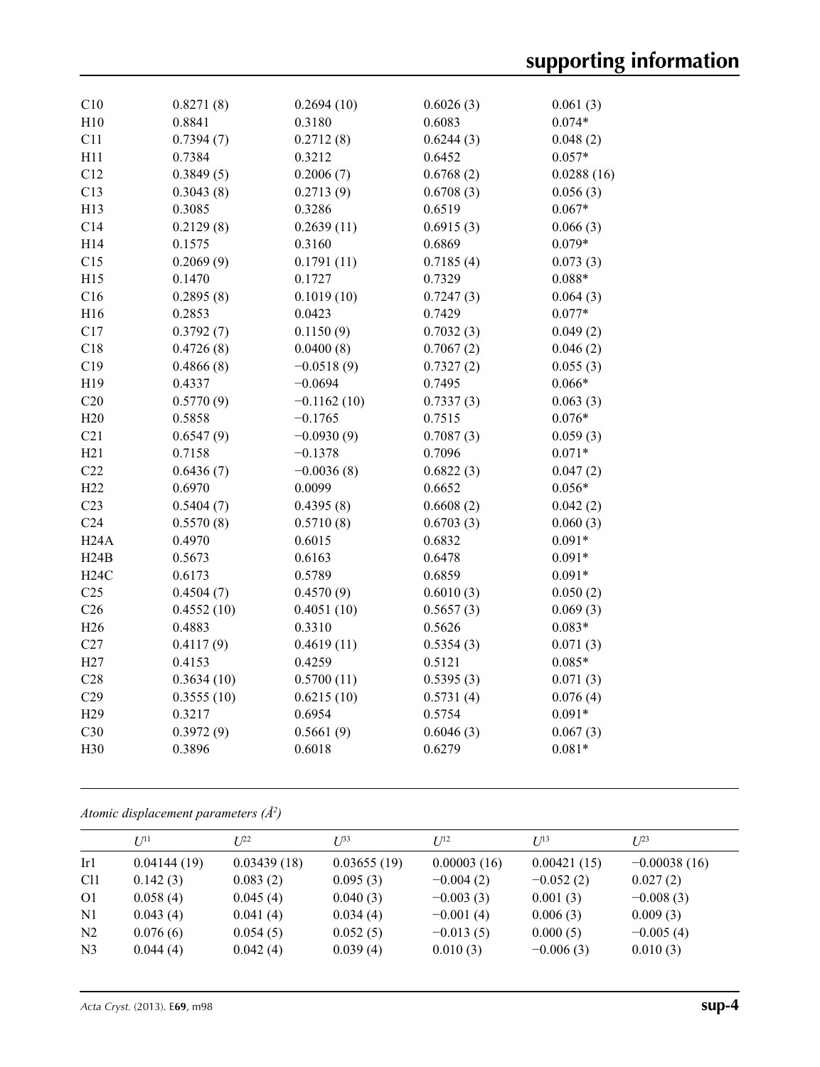| | | | | |
|---|---|---|---|---|
| C10 | 0.8271 (8) | 0.2694 (10) | 0.6026 (3) | 0.061 (3) |
| H10 | 0.8841 | 0.3180 | 0.6083 | 0.074* |
| C11 | 0.7394 (7) | 0.2712 (8) | 0.6244 (3) | 0.048 (2) |
| H11 | 0.7384 | 0.3212 | 0.6452 | 0.057* |
| C12 | 0.3849 (5) | 0.2006 (7) | 0.6768 (2) | 0.0288 (16) |
| C13 | 0.3043 (8) | 0.2713 (9) | 0.6708 (3) | 0.056 (3) |
| H13 | 0.3085 | 0.3286 | 0.6519 | 0.067* |
| C14 | 0.2129 (8) | 0.2639 (11) | 0.6915 (3) | 0.066 (3) |
| H14 | 0.1575 | 0.3160 | 0.6869 | 0.079* |
| C15 | 0.2069 (9) | 0.1791 (11) | 0.7185 (4) | 0.073 (3) |
| H15 | 0.1470 | 0.1727 | 0.7329 | 0.088* |
| C16 | 0.2895 (8) | 0.1019 (10) | 0.7247 (3) | 0.064 (3) |
| H16 | 0.2853 | 0.0423 | 0.7429 | 0.077* |
| C17 | 0.3792 (7) | 0.1150 (9) | 0.7032 (3) | 0.049 (2) |
| C18 | 0.4726 (8) | 0.0400 (8) | 0.7067 (2) | 0.046 (2) |
| C19 | 0.4866 (8) | −0.0518 (9) | 0.7327 (2) | 0.055 (3) |
| H19 | 0.4337 | −0.0694 | 0.7495 | 0.066* |
| C20 | 0.5770 (9) | −0.1162 (10) | 0.7337 (3) | 0.063 (3) |
| H20 | 0.5858 | −0.1765 | 0.7515 | 0.076* |
| C21 | 0.6547 (9) | −0.0930 (9) | 0.7087 (3) | 0.059 (3) |
| H21 | 0.7158 | −0.1378 | 0.7096 | 0.071* |
| C22 | 0.6436 (7) | −0.0036 (8) | 0.6822 (3) | 0.047 (2) |
| H22 | 0.6970 | 0.0099 | 0.6652 | 0.056* |
| C23 | 0.5404 (7) | 0.4395 (8) | 0.6608 (2) | 0.042 (2) |
| C24 | 0.5570 (8) | 0.5710 (8) | 0.6703 (3) | 0.060 (3) |
| H24A | 0.4970 | 0.6015 | 0.6832 | 0.091* |
| H24B | 0.5673 | 0.6163 | 0.6478 | 0.091* |
| H24C | 0.6173 | 0.5789 | 0.6859 | 0.091* |
| C25 | 0.4504 (7) | 0.4570 (9) | 0.6010 (3) | 0.050 (2) |
| C26 | 0.4552 (10) | 0.4051 (10) | 0.5657 (3) | 0.069 (3) |
| H26 | 0.4883 | 0.3310 | 0.5626 | 0.083* |
| C27 | 0.4117 (9) | 0.4619 (11) | 0.5354 (3) | 0.071 (3) |
| H27 | 0.4153 | 0.4259 | 0.5121 | 0.085* |
| C28 | 0.3634 (10) | 0.5700 (11) | 0.5395 (3) | 0.071 (3) |
| C29 | 0.3555 (10) | 0.6215 (10) | 0.5731 (4) | 0.076 (4) |
| H29 | 0.3217 | 0.6954 | 0.5754 | 0.091* |
| C30 | 0.3972 (9) | 0.5661 (9) | 0.6046 (3) | 0.067 (3) |
| H30 | 0.3896 | 0.6018 | 0.6279 | 0.081* |

*Atomic displacement parameters (Å²)*

| | $U^{11}$ | $U^{22}$ | $U^{33}$ | $U^{12}$ | $U^{13}$ | $U^{23}$ |
|---|---|---|---|---|---|---|
| Ir1 | 0.04144 (19) | 0.03439 (18) | 0.03655 (19) | 0.00003 (16) | 0.00421 (15) | −0.00038 (16) |
| Cl1 | 0.142 (3) | 0.083 (2) | 0.095 (3) | −0.004 (2) | −0.052 (2) | 0.027 (2) |
| O1 | 0.058 (4) | 0.045 (4) | 0.040 (3) | −0.003 (3) | 0.001 (3) | −0.008 (3) |
| N1 | 0.043 (4) | 0.041 (4) | 0.034 (4) | −0.001 (4) | 0.006 (3) | 0.009 (3) |
| N2 | 0.076 (6) | 0.054 (5) | 0.052 (5) | −0.013 (5) | 0.000 (5) | −0.005 (4) |
| N3 | 0.044 (4) | 0.042 (4) | 0.039 (4) | 0.010 (3) | −0.006 (3) | 0.010 (3) |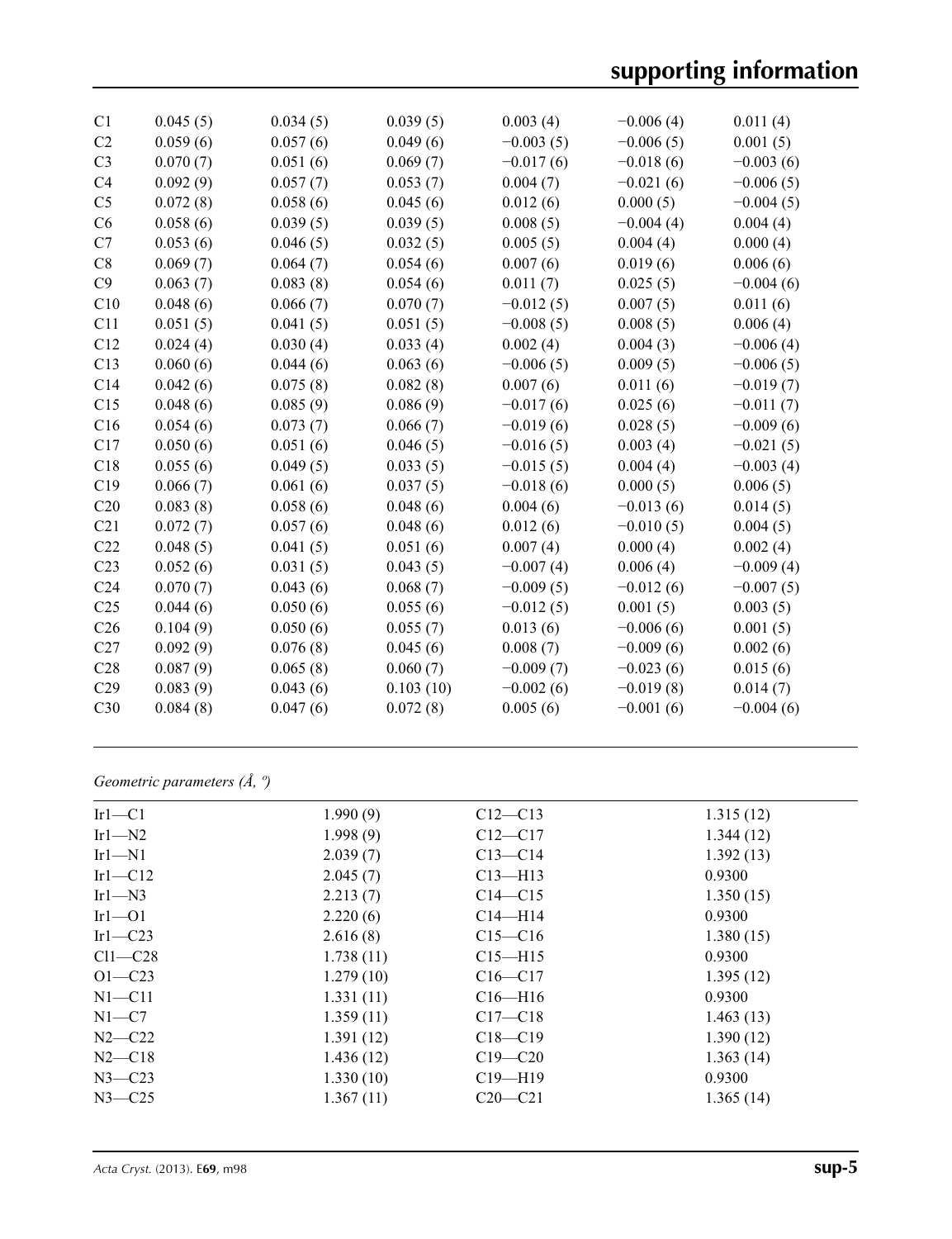| | | | | | | |
|---|---|---|---|---|---|---|
| C1 | 0.045 (5) | 0.034 (5) | 0.039 (5) | 0.003 (4) | −0.006 (4) | 0.011 (4) |
| C2 | 0.059 (6) | 0.057 (6) | 0.049 (6) | −0.003 (5) | −0.006 (5) | 0.001 (5) |
| C3 | 0.070 (7) | 0.051 (6) | 0.069 (7) | −0.017 (6) | −0.018 (6) | −0.003 (6) |
| C4 | 0.092 (9) | 0.057 (7) | 0.053 (7) | 0.004 (7) | −0.021 (6) | −0.006 (5) |
| C5 | 0.072 (8) | 0.058 (6) | 0.045 (6) | 0.012 (6) | 0.000 (5) | −0.004 (5) |
| C6 | 0.058 (6) | 0.039 (5) | 0.039 (5) | 0.008 (5) | −0.004 (4) | 0.004 (4) |
| C7 | 0.053 (6) | 0.046 (5) | 0.032 (5) | 0.005 (5) | 0.004 (4) | 0.000 (4) |
| C8 | 0.069 (7) | 0.064 (7) | 0.054 (6) | 0.007 (6) | 0.019 (6) | 0.006 (6) |
| C9 | 0.063 (7) | 0.083 (8) | 0.054 (6) | 0.011 (7) | 0.025 (5) | −0.004 (6) |
| C10 | 0.048 (6) | 0.066 (7) | 0.070 (7) | −0.012 (5) | 0.007 (5) | 0.011 (6) |
| C11 | 0.051 (5) | 0.041 (5) | 0.051 (5) | −0.008 (5) | 0.008 (5) | 0.006 (4) |
| C12 | 0.024 (4) | 0.030 (4) | 0.033 (4) | 0.002 (4) | 0.004 (3) | −0.006 (4) |
| C13 | 0.060 (6) | 0.044 (6) | 0.063 (6) | −0.006 (5) | 0.009 (5) | −0.006 (5) |
| C14 | 0.042 (6) | 0.075 (8) | 0.082 (8) | 0.007 (6) | 0.011 (6) | −0.019 (7) |
| C15 | 0.048 (6) | 0.085 (9) | 0.086 (9) | −0.017 (6) | 0.025 (6) | −0.011 (7) |
| C16 | 0.054 (6) | 0.073 (7) | 0.066 (7) | −0.019 (6) | 0.028 (5) | −0.009 (6) |
| C17 | 0.050 (6) | 0.051 (6) | 0.046 (5) | −0.016 (5) | 0.003 (4) | −0.021 (5) |
| C18 | 0.055 (6) | 0.049 (5) | 0.033 (5) | −0.015 (5) | 0.004 (4) | −0.003 (4) |
| C19 | 0.066 (7) | 0.061 (6) | 0.037 (5) | −0.018 (6) | 0.000 (5) | 0.006 (5) |
| C20 | 0.083 (8) | 0.058 (6) | 0.048 (6) | 0.004 (6) | −0.013 (6) | 0.014 (5) |
| C21 | 0.072 (7) | 0.057 (6) | 0.048 (6) | 0.012 (6) | −0.010 (5) | 0.004 (5) |
| C22 | 0.048 (5) | 0.041 (5) | 0.051 (6) | 0.007 (4) | 0.000 (4) | 0.002 (4) |
| C23 | 0.052 (6) | 0.031 (5) | 0.043 (5) | −0.007 (4) | 0.006 (4) | −0.009 (4) |
| C24 | 0.070 (7) | 0.043 (6) | 0.068 (7) | −0.009 (5) | −0.012 (6) | −0.007 (5) |
| C25 | 0.044 (6) | 0.050 (6) | 0.055 (6) | −0.012 (5) | 0.001 (5) | 0.003 (5) |
| C26 | 0.104 (9) | 0.050 (6) | 0.055 (7) | 0.013 (6) | −0.006 (6) | 0.001 (5) |
| C27 | 0.092 (9) | 0.076 (8) | 0.045 (6) | 0.008 (7) | −0.009 (6) | 0.002 (6) |
| C28 | 0.087 (9) | 0.065 (8) | 0.060 (7) | −0.009 (7) | −0.023 (6) | 0.015 (6) |
| C29 | 0.083 (9) | 0.043 (6) | 0.103 (10) | −0.002 (6) | −0.019 (8) | 0.014 (7) |
| C30 | 0.084 (8) | 0.047 (6) | 0.072 (8) | 0.005 (6) | −0.001 (6) | −0.004 (6) |

*Geometric parameters (Å, º)*

| | | | |
|---|---|---|---|
| Ir1—C1 | 1.990 (9) | C12—C13 | 1.315 (12) |
| Ir1—N2 | 1.998 (9) | C12—C17 | 1.344 (12) |
| Ir1—N1 | 2.039 (7) | C13—C14 | 1.392 (13) |
| Ir1—C12 | 2.045 (7) | C13—H13 | 0.9300 |
| Ir1—N3 | 2.213 (7) | C14—C15 | 1.350 (15) |
| Ir1—O1 | 2.220 (6) | C14—H14 | 0.9300 |
| Ir1—C23 | 2.616 (8) | C15—C16 | 1.380 (15) |
| Cl1—C28 | 1.738 (11) | C15—H15 | 0.9300 |
| O1—C23 | 1.279 (10) | C16—C17 | 1.395 (12) |
| N1—C11 | 1.331 (11) | C16—H16 | 0.9300 |
| N1—C7 | 1.359 (11) | C17—C18 | 1.463 (13) |
| N2—C22 | 1.391 (12) | C18—C19 | 1.390 (12) |
| N2—C18 | 1.436 (12) | C19—C20 | 1.363 (14) |
| N3—C23 | 1.330 (10) | C19—H19 | 0.9300 |
| N3—C25 | 1.367 (11) | C20—C21 | 1.365 (14) |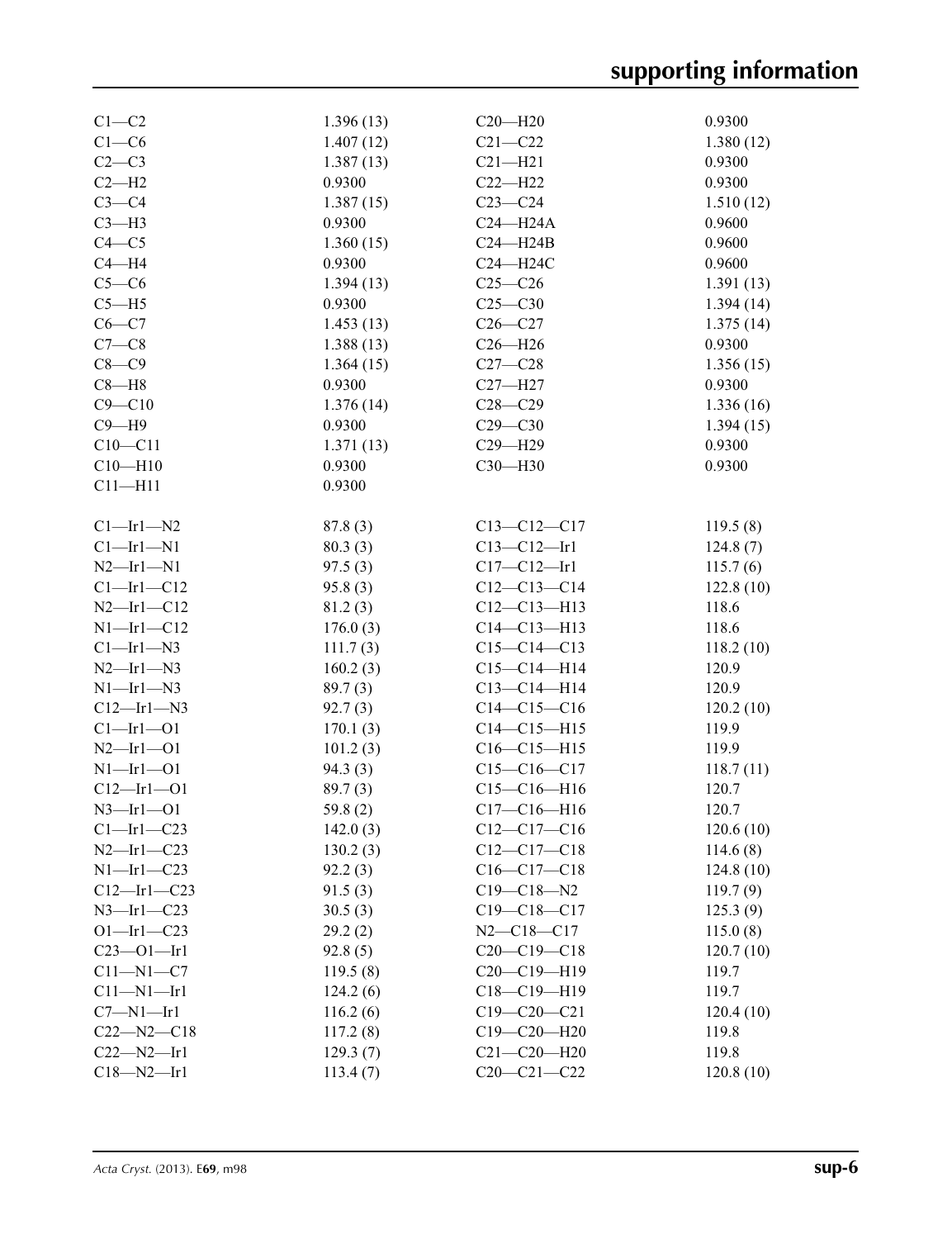| | | | |
|---|---|---|---|
| C1—C2 | 1.396 (13) | C20—H20 | 0.9300 |
| C1—C6 | 1.407 (12) | C21—C22 | 1.380 (12) |
| C2—C3 | 1.387 (13) | C21—H21 | 0.9300 |
| C2—H2 | 0.9300 | C22—H22 | 0.9300 |
| C3—C4 | 1.387 (15) | C23—C24 | 1.510 (12) |
| C3—H3 | 0.9300 | C24—H24A | 0.9600 |
| C4—C5 | 1.360 (15) | C24—H24B | 0.9600 |
| C4—H4 | 0.9300 | C24—H24C | 0.9600 |
| C5—C6 | 1.394 (13) | C25—C26 | 1.391 (13) |
| C5—H5 | 0.9300 | C25—C30 | 1.394 (14) |
| C6—C7 | 1.453 (13) | C26—C27 | 1.375 (14) |
| C7—C8 | 1.388 (13) | C26—H26 | 0.9300 |
| C8—C9 | 1.364 (15) | C27—C28 | 1.356 (15) |
| C8—H8 | 0.9300 | C27—H27 | 0.9300 |
| C9—C10 | 1.376 (14) | C28—C29 | 1.336 (16) |
| C9—H9 | 0.9300 | C29—C30 | 1.394 (15) |
| C10—C11 | 1.371 (13) | C29—H29 | 0.9300 |
| C10—H10 | 0.9300 | C30—H30 | 0.9300 |
| C11—H11 | 0.9300 | | |
| | | | |
| C1—Ir1—N2 | 87.8 (3) | C13—C12—C17 | 119.5 (8) |
| C1—Ir1—N1 | 80.3 (3) | C13—C12—Ir1 | 124.8 (7) |
| N2—Ir1—N1 | 97.5 (3) | C17—C12—Ir1 | 115.7 (6) |
| C1—Ir1—C12 | 95.8 (3) | C12—C13—C14 | 122.8 (10) |
| N2—Ir1—C12 | 81.2 (3) | C12—C13—H13 | 118.6 |
| N1—Ir1—C12 | 176.0 (3) | C14—C13—H13 | 118.6 |
| C1—Ir1—N3 | 111.7 (3) | C15—C14—C13 | 118.2 (10) |
| N2—Ir1—N3 | 160.2 (3) | C15—C14—H14 | 120.9 |
| N1—Ir1—N3 | 89.7 (3) | C13—C14—H14 | 120.9 |
| C12—Ir1—N3 | 92.7 (3) | C14—C15—C16 | 120.2 (10) |
| C1—Ir1—O1 | 170.1 (3) | C14—C15—H15 | 119.9 |
| N2—Ir1—O1 | 101.2 (3) | C16—C15—H15 | 119.9 |
| N1—Ir1—O1 | 94.3 (3) | C15—C16—C17 | 118.7 (11) |
| C12—Ir1—O1 | 89.7 (3) | C15—C16—H16 | 120.7 |
| N3—Ir1—O1 | 59.8 (2) | C17—C16—H16 | 120.7 |
| C1—Ir1—C23 | 142.0 (3) | C12—C17—C16 | 120.6 (10) |
| N2—Ir1—C23 | 130.2 (3) | C12—C17—C18 | 114.6 (8) |
| N1—Ir1—C23 | 92.2 (3) | C16—C17—C18 | 124.8 (10) |
| C12—Ir1—C23 | 91.5 (3) | C19—C18—N2 | 119.7 (9) |
| N3—Ir1—C23 | 30.5 (3) | C19—C18—C17 | 125.3 (9) |
| O1—Ir1—C23 | 29.2 (2) | N2—C18—C17 | 115.0 (8) |
| C23—O1—Ir1 | 92.8 (5) | C20—C19—C18 | 120.7 (10) |
| C11—N1—C7 | 119.5 (8) | C20—C19—H19 | 119.7 |
| C11—N1—Ir1 | 124.2 (6) | C18—C19—H19 | 119.7 |
| C7—N1—Ir1 | 116.2 (6) | C19—C20—C21 | 120.4 (10) |
| C22—N2—C18 | 117.2 (8) | C19—C20—H20 | 119.8 |
| C22—N2—Ir1 | 129.3 (7) | C21—C20—H20 | 119.8 |
| C18—N2—Ir1 | 113.4 (7) | C20—C21—C22 | 120.8 (10) |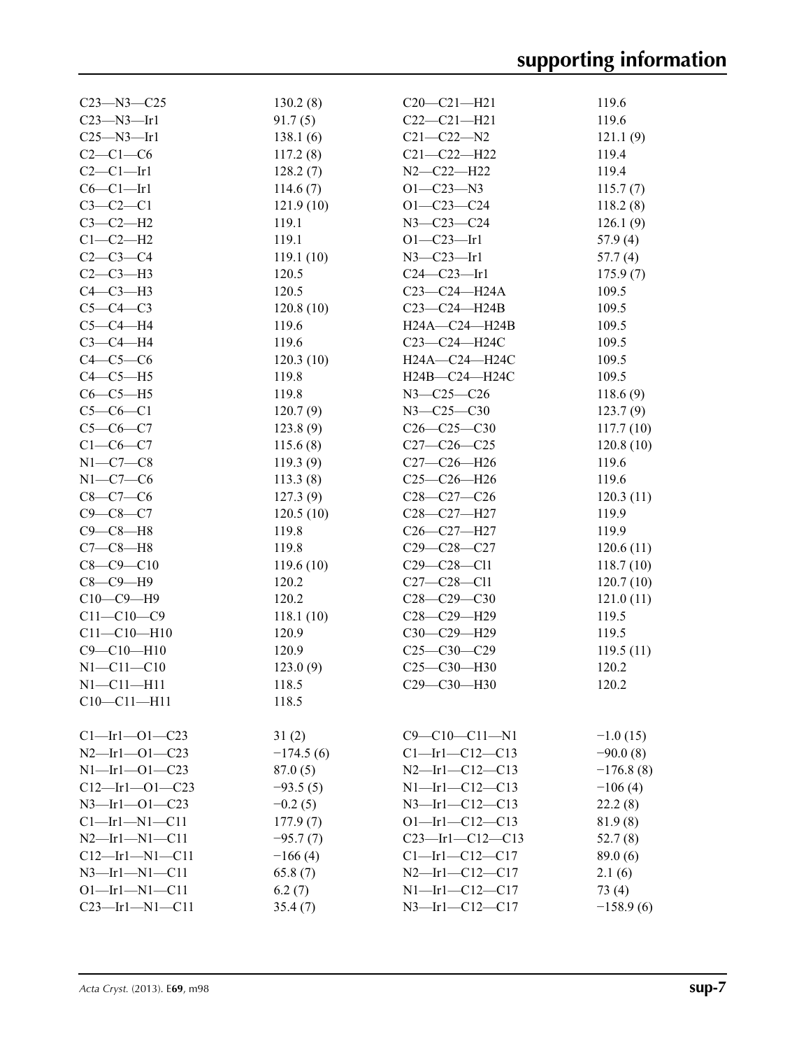| | | | |
|---|---|---|---|
| C23—N3—C25 | 130.2 (8) | C20—C21—H21 | 119.6 |
| C23—N3—Ir1 | 91.7 (5) | C22—C21—H21 | 119.6 |
| C25—N3—Ir1 | 138.1 (6) | C21—C22—N2 | 121.1 (9) |
| C2—C1—C6 | 117.2 (8) | C21—C22—H22 | 119.4 |
| C2—C1—Ir1 | 128.2 (7) | N2—C22—H22 | 119.4 |
| C6—C1—Ir1 | 114.6 (7) | O1—C23—N3 | 115.7 (7) |
| C3—C2—C1 | 121.9 (10) | O1—C23—C24 | 118.2 (8) |
| C3—C2—H2 | 119.1 | N3—C23—C24 | 126.1 (9) |
| C1—C2—H2 | 119.1 | O1—C23—Ir1 | 57.9 (4) |
| C2—C3—C4 | 119.1 (10) | N3—C23—Ir1 | 57.7 (4) |
| C2—C3—H3 | 120.5 | C24—C23—Ir1 | 175.9 (7) |
| C4—C3—H3 | 120.5 | C23—C24—H24A | 109.5 |
| C5—C4—C3 | 120.8 (10) | C23—C24—H24B | 109.5 |
| C5—C4—H4 | 119.6 | H24A—C24—H24B | 109.5 |
| C3—C4—H4 | 119.6 | C23—C24—H24C | 109.5 |
| C4—C5—C6 | 120.3 (10) | H24A—C24—H24C | 109.5 |
| C4—C5—H5 | 119.8 | H24B—C24—H24C | 109.5 |
| C6—C5—H5 | 119.8 | N3—C25—C26 | 118.6 (9) |
| C5—C6—C1 | 120.7 (9) | N3—C25—C30 | 123.7 (9) |
| C5—C6—C7 | 123.8 (9) | C26—C25—C30 | 117.7 (10) |
| C1—C6—C7 | 115.6 (8) | C27—C26—C25 | 120.8 (10) |
| N1—C7—C8 | 119.3 (9) | C27—C26—H26 | 119.6 |
| N1—C7—C6 | 113.3 (8) | C25—C26—H26 | 119.6 |
| C8—C7—C6 | 127.3 (9) | C28—C27—C26 | 120.3 (11) |
| C9—C8—C7 | 120.5 (10) | C28—C27—H27 | 119.9 |
| C9—C8—H8 | 119.8 | C26—C27—H27 | 119.9 |
| C7—C8—H8 | 119.8 | C29—C28—C27 | 120.6 (11) |
| C8—C9—C10 | 119.6 (10) | C29—C28—Cl1 | 118.7 (10) |
| C8—C9—H9 | 120.2 | C27—C28—Cl1 | 120.7 (10) |
| C10—C9—H9 | 120.2 | C28—C29—C30 | 121.0 (11) |
| C11—C10—C9 | 118.1 (10) | C28—C29—H29 | 119.5 |
| C11—C10—H10 | 120.9 | C30—C29—H29 | 119.5 |
| C9—C10—H10 | 120.9 | C25—C30—C29 | 119.5 (11) |
| N1—C11—C10 | 123.0 (9) | C25—C30—H30 | 120.2 |
| N1—C11—H11 | 118.5 | C29—C30—H30 | 120.2 |
| C10—C11—H11 | 118.5 | | |

| | | | |
|---|---|---|---|
| C1—Ir1—O1—C23 | 31 (2) | C9—C10—C11—N1 | −1.0 (15) |
| N2—Ir1—O1—C23 | −174.5 (6) | C1—Ir1—C12—C13 | −90.0 (8) |
| N1—Ir1—O1—C23 | 87.0 (5) | N2—Ir1—C12—C13 | −176.8 (8) |
| C12—Ir1—O1—C23 | −93.5 (5) | N1—Ir1—C12—C13 | −106 (4) |
| N3—Ir1—O1—C23 | −0.2 (5) | N3—Ir1—C12—C13 | 22.2 (8) |
| C1—Ir1—N1—C11 | 177.9 (7) | O1—Ir1—C12—C13 | 81.9 (8) |
| N2—Ir1—N1—C11 | −95.7 (7) | C23—Ir1—C12—C13 | 52.7 (8) |
| C12—Ir1—N1—C11 | −166 (4) | C1—Ir1—C12—C17 | 89.0 (6) |
| N3—Ir1—N1—C11 | 65.8 (7) | N2—Ir1—C12—C17 | 2.1 (6) |
| O1—Ir1—N1—C11 | 6.2 (7) | N1—Ir1—C12—C17 | 73 (4) |
| C23—Ir1—N1—C11 | 35.4 (7) | N3—Ir1—C12—C17 | −158.9 (6) |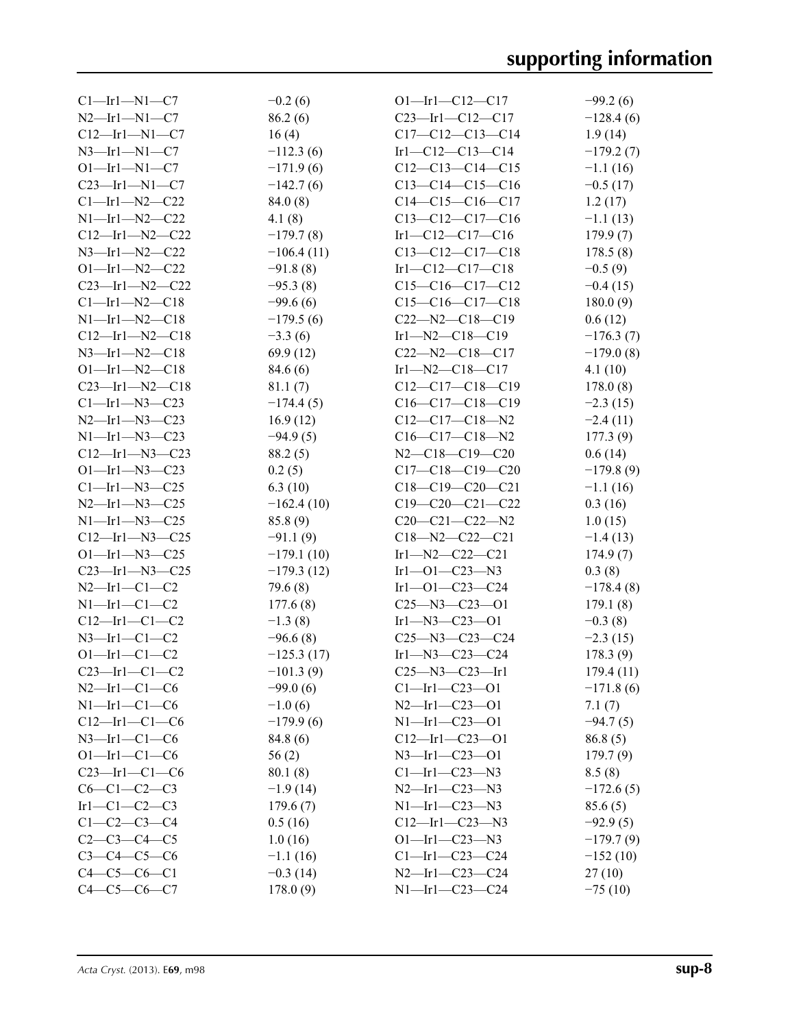| | | | |
|---|---|---|---|
| C1—Ir1—N1—C7 | −0.2 (6) | O1—Ir1—C12—C17 | −99.2 (6) |
| N2—Ir1—N1—C7 | 86.2 (6) | C23—Ir1—C12—C17 | −128.4 (6) |
| C12—Ir1—N1—C7 | 16 (4) | C17—C12—C13—C14 | 1.9 (14) |
| N3—Ir1—N1—C7 | −112.3 (6) | Ir1—C12—C13—C14 | −179.2 (7) |
| O1—Ir1—N1—C7 | −171.9 (6) | C12—C13—C14—C15 | −1.1 (16) |
| C23—Ir1—N1—C7 | −142.7 (6) | C13—C14—C15—C16 | −0.5 (17) |
| C1—Ir1—N2—C22 | 84.0 (8) | C14—C15—C16—C17 | 1.2 (17) |
| N1—Ir1—N2—C22 | 4.1 (8) | C13—C12—C17—C16 | −1.1 (13) |
| C12—Ir1—N2—C22 | −179.7 (8) | Ir1—C12—C17—C16 | 179.9 (7) |
| N3—Ir1—N2—C22 | −106.4 (11) | C13—C12—C17—C18 | 178.5 (8) |
| O1—Ir1—N2—C22 | −91.8 (8) | Ir1—C12—C17—C18 | −0.5 (9) |
| C23—Ir1—N2—C22 | −95.3 (8) | C15—C16—C17—C12 | −0.4 (15) |
| C1—Ir1—N2—C18 | −99.6 (6) | C15—C16—C17—C18 | 180.0 (9) |
| N1—Ir1—N2—C18 | −179.5 (6) | C22—N2—C18—C19 | 0.6 (12) |
| C12—Ir1—N2—C18 | −3.3 (6) | Ir1—N2—C18—C19 | −176.3 (7) |
| N3—Ir1—N2—C18 | 69.9 (12) | C22—N2—C18—C17 | −179.0 (8) |
| O1—Ir1—N2—C18 | 84.6 (6) | Ir1—N2—C18—C17 | 4.1 (10) |
| C23—Ir1—N2—C18 | 81.1 (7) | C12—C17—C18—C19 | 178.0 (8) |
| C1—Ir1—N3—C23 | −174.4 (5) | C16—C17—C18—C19 | −2.3 (15) |
| N2—Ir1—N3—C23 | 16.9 (12) | C12—C17—C18—N2 | −2.4 (11) |
| N1—Ir1—N3—C23 | −94.9 (5) | C16—C17—C18—N2 | 177.3 (9) |
| C12—Ir1—N3—C23 | 88.2 (5) | N2—C18—C19—C20 | 0.6 (14) |
| O1—Ir1—N3—C23 | 0.2 (5) | C17—C18—C19—C20 | −179.8 (9) |
| C1—Ir1—N3—C25 | 6.3 (10) | C18—C19—C20—C21 | −1.1 (16) |
| N2—Ir1—N3—C25 | −162.4 (10) | C19—C20—C21—C22 | 0.3 (16) |
| N1—Ir1—N3—C25 | 85.8 (9) | C20—C21—C22—N2 | 1.0 (15) |
| C12—Ir1—N3—C25 | −91.1 (9) | C18—N2—C22—C21 | −1.4 (13) |
| O1—Ir1—N3—C25 | −179.1 (10) | Ir1—N2—C22—C21 | 174.9 (7) |
| C23—Ir1—N3—C25 | −179.3 (12) | Ir1—O1—C23—N3 | 0.3 (8) |
| N2—Ir1—C1—C2 | 79.6 (8) | Ir1—O1—C23—C24 | −178.4 (8) |
| N1—Ir1—C1—C2 | 177.6 (8) | C25—N3—C23—O1 | 179.1 (8) |
| C12—Ir1—C1—C2 | −1.3 (8) | Ir1—N3—C23—O1 | −0.3 (8) |
| N3—Ir1—C1—C2 | −96.6 (8) | C25—N3—C23—C24 | −2.3 (15) |
| O1—Ir1—C1—C2 | −125.3 (17) | Ir1—N3—C23—C24 | 178.3 (9) |
| C23—Ir1—C1—C2 | −101.3 (9) | C25—N3—C23—Ir1 | 179.4 (11) |
| N2—Ir1—C1—C6 | −99.0 (6) | C1—Ir1—C23—O1 | −171.8 (6) |
| N1—Ir1—C1—C6 | −1.0 (6) | N2—Ir1—C23—O1 | 7.1 (7) |
| C12—Ir1—C1—C6 | −179.9 (6) | N1—Ir1—C23—O1 | −94.7 (5) |
| N3—Ir1—C1—C6 | 84.8 (6) | C12—Ir1—C23—O1 | 86.8 (5) |
| O1—Ir1—C1—C6 | 56 (2) | N3—Ir1—C23—O1 | 179.7 (9) |
| C23—Ir1—C1—C6 | 80.1 (8) | C1—Ir1—C23—N3 | 8.5 (8) |
| C6—C1—C2—C3 | −1.9 (14) | N2—Ir1—C23—N3 | −172.6 (5) |
| Ir1—C1—C2—C3 | 179.6 (7) | N1—Ir1—C23—N3 | 85.6 (5) |
| C1—C2—C3—C4 | 0.5 (16) | C12—Ir1—C23—N3 | −92.9 (5) |
| C2—C3—C4—C5 | 1.0 (16) | O1—Ir1—C23—N3 | −179.7 (9) |
| C3—C4—C5—C6 | −1.1 (16) | C1—Ir1—C23—C24 | −152 (10) |
| C4—C5—C6—C1 | −0.3 (14) | N2—Ir1—C23—C24 | 27 (10) |
| C4—C5—C6—C7 | 178.0 (9) | N1—Ir1—C23—C24 | −75 (10) |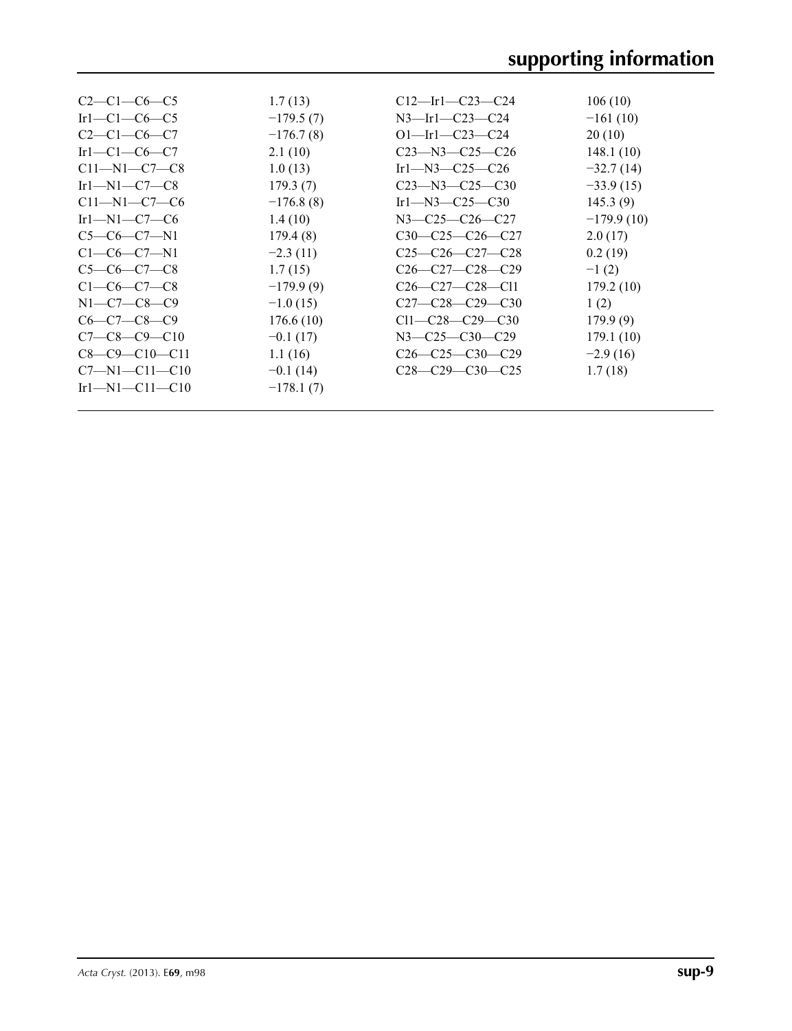| | | | |
|---|---|---|---|
| C2—C1—C6—C5 | 1.7 (13) | C12—Ir1—C23—C24 | 106 (10) |
| Ir1—C1—C6—C5 | −179.5 (7) | N3—Ir1—C23—C24 | −161 (10) |
| C2—C1—C6—C7 | −176.7 (8) | O1—Ir1—C23—C24 | 20 (10) |
| Ir1—C1—C6—C7 | 2.1 (10) | C23—N3—C25—C26 | 148.1 (10) |
| C11—N1—C7—C8 | 1.0 (13) | Ir1—N3—C25—C26 | −32.7 (14) |
| Ir1—N1—C7—C8 | 179.3 (7) | C23—N3—C25—C30 | −33.9 (15) |
| C11—N1—C7—C6 | −176.8 (8) | Ir1—N3—C25—C30 | 145.3 (9) |
| Ir1—N1—C7—C6 | 1.4 (10) | N3—C25—C26—C27 | −179.9 (10) |
| C5—C6—C7—N1 | 179.4 (8) | C30—C25—C26—C27 | 2.0 (17) |
| C1—C6—C7—N1 | −2.3 (11) | C25—C26—C27—C28 | 0.2 (19) |
| C5—C6—C7—C8 | 1.7 (15) | C26—C27—C28—C29 | −1 (2) |
| C1—C6—C7—C8 | −179.9 (9) | C26—C27—C28—Cl1 | 179.2 (10) |
| N1—C7—C8—C9 | −1.0 (15) | C27—C28—C29—C30 | 1 (2) |
| C6—C7—C8—C9 | 176.6 (10) | Cl1—C28—C29—C30 | 179.9 (9) |
| C7—C8—C9—C10 | −0.1 (17) | N3—C25—C30—C29 | 179.1 (10) |
| C8—C9—C10—C11 | 1.1 (16) | C26—C25—C30—C29 | −2.9 (16) |
| C7—N1—C11—C10 | −0.1 (14) | C28—C29—C30—C25 | 1.7 (18) |
| Ir1—N1—C11—C10 | −178.1 (7) | | |